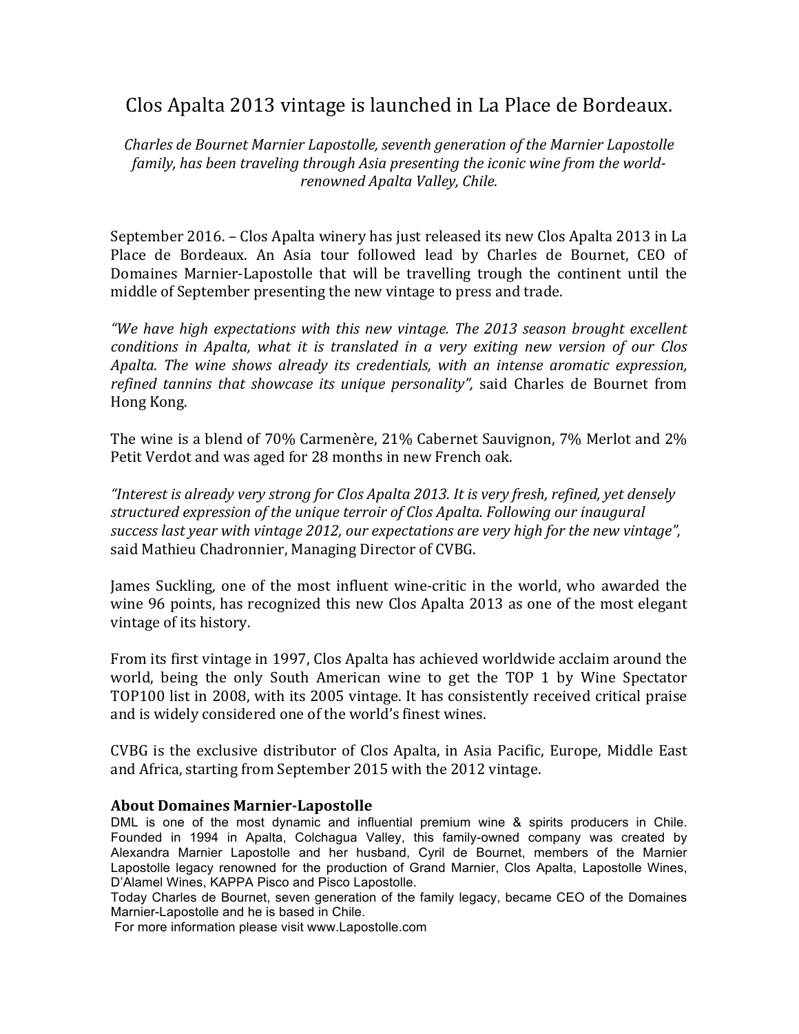# Clos Apalta 2013 vintage is launched in La Place de Bordeaux.

*Charles de Bournet Marnier Lapostolle, seventh generation of the Marnier Lapostolle family, has been traveling through Asia presenting the iconic wine from the world-renowned Apalta Valley, Chile.*

September 2016. – Clos Apalta winery has just released its new Clos Apalta 2013 in La Place de Bordeaux. An Asia tour followed lead by Charles de Bournet, CEO of Domaines Marnier-Lapostolle that will be travelling trough the continent until the middle of September presenting the new vintage to press and trade.

*"We have high expectations with this new vintage. The 2013 season brought excellent conditions in Apalta, what it is translated in a very exiting new version of our Clos Apalta. The wine shows already its credentials, with an intense aromatic expression, refined tannins that showcase its unique personality"*, said Charles de Bournet from Hong Kong.

The wine is a blend of 70% Carmenère, 21% Cabernet Sauvignon, 7% Merlot and 2% Petit Verdot and was aged for 28 months in new French oak.

*"Interest is already very strong for Clos Apalta 2013. It is very fresh, refined, yet densely structured expression of the unique terroir of Clos Apalta. Following our inaugural success last year with vintage 2012, our expectations are very high for the new vintage"*, said Mathieu Chadronnier, Managing Director of CVBG.

James Suckling, one of the most influent wine-critic in the world, who awarded the wine 96 points, has recognized this new Clos Apalta 2013 as one of the most elegant vintage of its history.

From its first vintage in 1997, Clos Apalta has achieved worldwide acclaim around the world, being the only South American wine to get the TOP 1 by Wine Spectator TOP100 list in 2008, with its 2005 vintage. It has consistently received critical praise and is widely considered one of the world's finest wines.

CVBG is the exclusive distributor of Clos Apalta, in Asia Pacific, Europe, Middle East and Africa, starting from September 2015 with the 2012 vintage.

### About Domaines Marnier-Lapostolle

DML is one of the most dynamic and influential premium wine & spirits producers in Chile. Founded in 1994 in Apalta, Colchagua Valley, this family-owned company was created by Alexandra Marnier Lapostolle and her husband, Cyril de Bournet, members of the Marnier Lapostolle legacy renowned for the production of Grand Marnier, Clos Apalta, Lapostolle Wines, D'Alamel Wines, KAPPA Pisco and Pisco Lapostolle.

Today Charles de Bournet, seven generation of the family legacy, became CEO of the Domaines Marnier-Lapostolle and he is based in Chile.

For more information please visit www.Lapostolle.com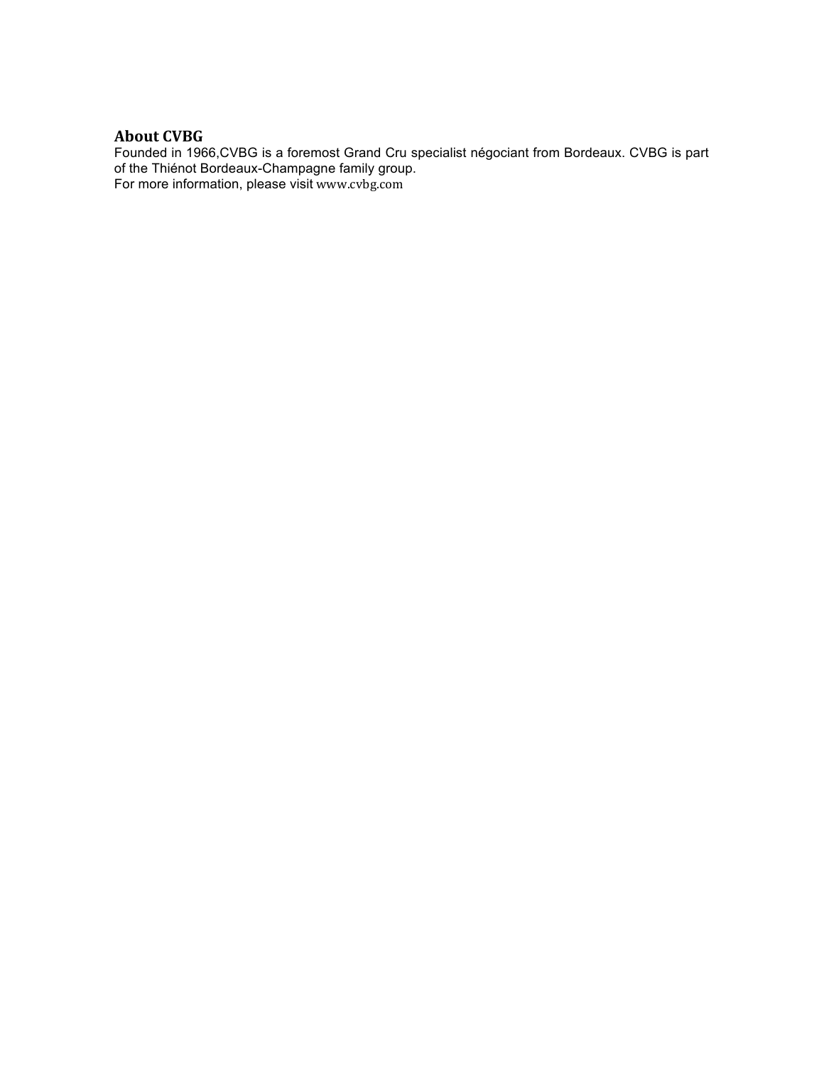## About CVBG

Founded in 1966,CVBG is a foremost Grand Cru specialist négociant from Bordeaux. CVBG is part of the Thiénot Bordeaux-Champagne family group.
For more information, please visit www.cvbg.com